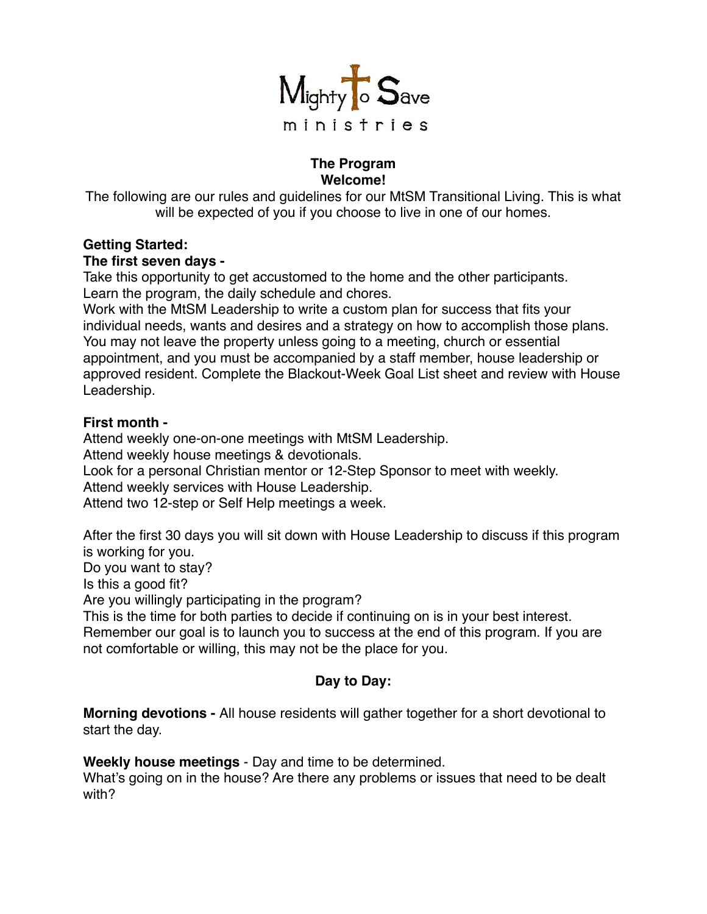Mighty to Save ministries

## The Program

### Welcome!

The following are our rules and guidelines for our MtSM Transitional Living. This is what will be expected of you if you choose to live in one of our homes.

**Getting Started:**

**The first seven days -**

Take this opportunity to get accustomed to the home and the other participants.
Learn the program, the daily schedule and chores.
Work with the MtSM Leadership to write a custom plan for success that fits your individual needs, wants and desires and a strategy on how to accomplish those plans.
You may not leave the property unless going to a meeting, church or essential appointment, and you must be accompanied by a staff member, house leadership or approved resident. Complete the Blackout-Week Goal List sheet and review with House Leadership.

**First month -**

Attend weekly one-on-one meetings with MtSM Leadership.
Attend weekly house meetings & devotionals.
Look for a personal Christian mentor or 12-Step Sponsor to meet with weekly.
Attend weekly services with House Leadership.
Attend two 12-step or Self Help meetings a week.

After the first 30 days you will sit down with House Leadership to discuss if this program is working for you.
Do you want to stay?
Is this a good fit?
Are you willingly participating in the program?
This is the time for both parties to decide if continuing on is in your best interest. Remember our goal is to launch you to success at the end of this program. If you are not comfortable or willing, this may not be the place for you.

**Day to Day:**

**Morning devotions -** All house residents will gather together for a short devotional to start the day.

**Weekly house meetings** - Day and time to be determined.
What's going on in the house? Are there any problems or issues that need to be dealt with?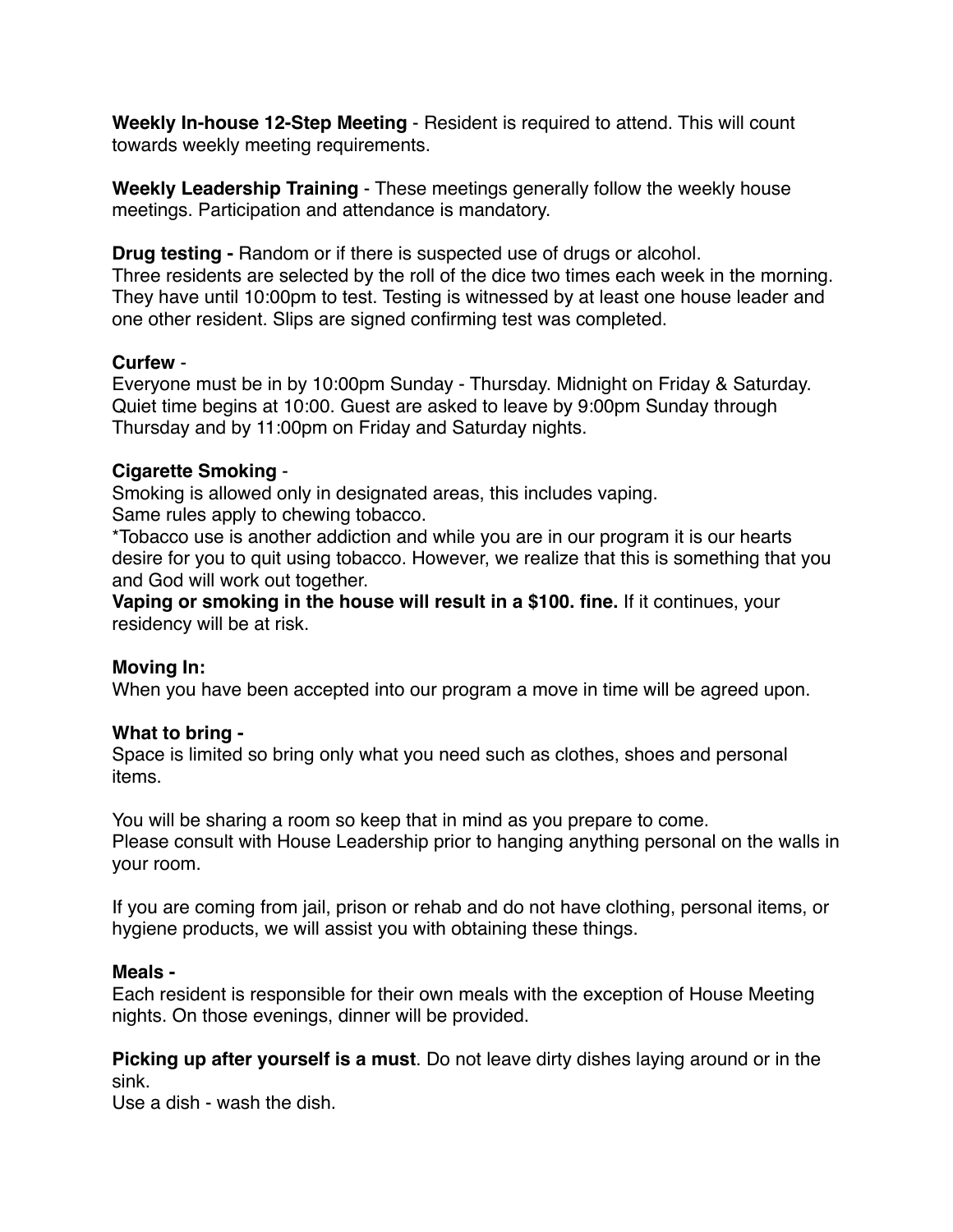**Weekly In-house 12-Step Meeting** - Resident is required to attend. This will count towards weekly meeting requirements.

**Weekly Leadership Training** - These meetings generally follow the weekly house meetings. Participation and attendance is mandatory.

**Drug testing -** Random or if there is suspected use of drugs or alcohol.
Three residents are selected by the roll of the dice two times each week in the morning. They have until 10:00pm to test. Testing is witnessed by at least one house leader and one other resident. Slips are signed confirming test was completed.

**Curfew** -
Everyone must be in by 10:00pm Sunday - Thursday. Midnight on Friday & Saturday. Quiet time begins at 10:00. Guest are asked to leave by 9:00pm Sunday through Thursday and by 11:00pm on Friday and Saturday nights.

**Cigarette Smoking** -
Smoking is allowed only in designated areas, this includes vaping.
Same rules apply to chewing tobacco.
*Tobacco use is another addiction and while you are in our program it is our hearts desire for you to quit using tobacco. However, we realize that this is something that you and God will work out together.
**Vaping or smoking in the house will result in a $100. fine.** If it continues, your residency will be at risk.

**Moving In:**
When you have been accepted into our program a move in time will be agreed upon.

**What to bring -**
Space is limited so bring only what you need such as clothes, shoes and personal items.

You will be sharing a room so keep that in mind as you prepare to come.
Please consult with House Leadership prior to hanging anything personal on the walls in your room.

If you are coming from jail, prison or rehab and do not have clothing, personal items, or hygiene products, we will assist you with obtaining these things.

**Meals -**
Each resident is responsible for their own meals with the exception of House Meeting nights. On those evenings, dinner will be provided.

**Picking up after yourself is a must**. Do not leave dirty dishes laying around or in the sink.
Use a dish - wash the dish.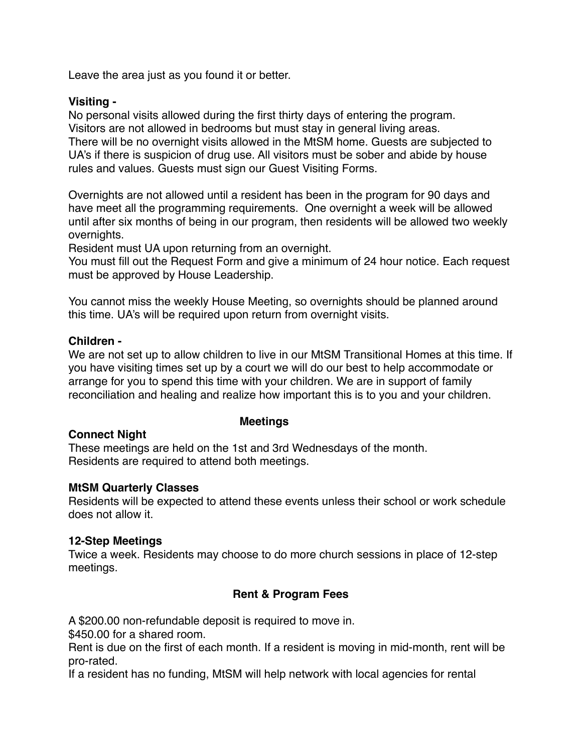Leave the area just as you found it or better.

**Visiting -**

No personal visits allowed during the first thirty days of entering the program.
Visitors are not allowed in bedrooms but must stay in general living areas.
There will be no overnight visits allowed in the MtSM home. Guests are subjected to UA's if there is suspicion of drug use. All visitors must be sober and abide by house rules and values. Guests must sign our Guest Visiting Forms.

Overnights are not allowed until a resident has been in the program for 90 days and have meet all the programming requirements. One overnight a week will be allowed until after six months of being in our program, then residents will be allowed two weekly overnights.
Resident must UA upon returning from an overnight.
You must fill out the Request Form and give a minimum of 24 hour notice. Each request must be approved by House Leadership.

You cannot miss the weekly House Meeting, so overnights should be planned around this time. UA's will be required upon return from overnight visits.

**Children -**

We are not set up to allow children to live in our MtSM Transitional Homes at this time. If you have visiting times set up by a court we will do our best to help accommodate or arrange for you to spend this time with your children. We are in support of family reconciliation and healing and realize how important this is to you and your children.

## Meetings

**Connect Night**

These meetings are held on the 1st and 3rd Wednesdays of the month.
Residents are required to attend both meetings.

**MtSM Quarterly Classes**

Residents will be expected to attend these events unless their school or work schedule does not allow it.

**12-Step Meetings**

Twice a week. Residents may choose to do more church sessions in place of 12-step meetings.

## Rent & Program Fees

A $200.00 non-refundable deposit is required to move in.
$450.00 for a shared room.
Rent is due on the first of each month. If a resident is moving in mid-month, rent will be pro-rated.
If a resident has no funding, MtSM will help network with local agencies for rental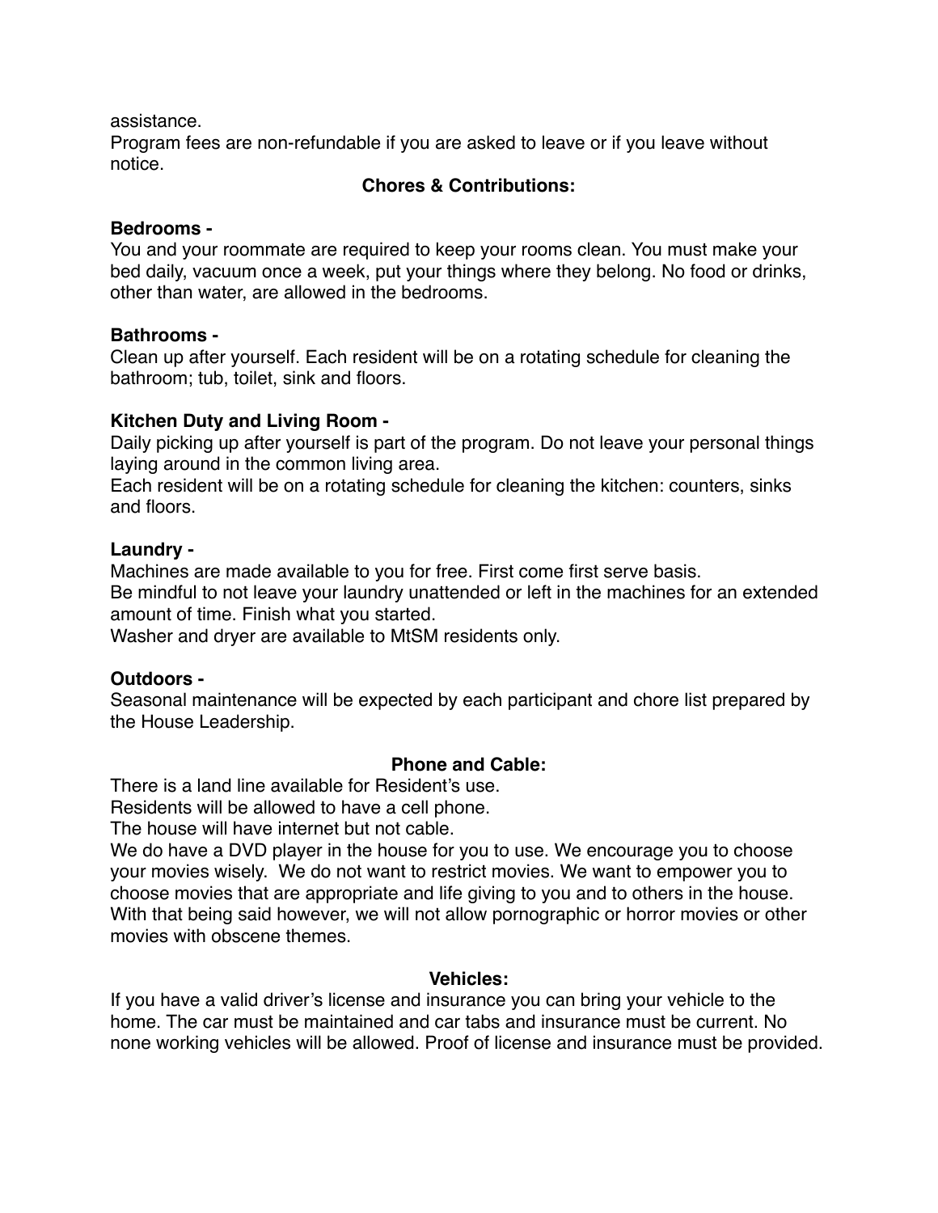assistance.
Program fees are non-refundable if you are asked to leave or if you leave without notice.

## Chores & Contributions:

**Bedrooms -**
You and your roommate are required to keep your rooms clean. You must make your bed daily, vacuum once a week, put your things where they belong. No food or drinks, other than water, are allowed in the bedrooms.

**Bathrooms -**
Clean up after yourself. Each resident will be on a rotating schedule for cleaning the bathroom; tub, toilet, sink and floors.

**Kitchen Duty and Living Room -**
Daily picking up after yourself is part of the program. Do not leave your personal things laying around in the common living area.
Each resident will be on a rotating schedule for cleaning the kitchen: counters, sinks and floors.

**Laundry -**
Machines are made available to you for free. First come first serve basis.
Be mindful to not leave your laundry unattended or left in the machines for an extended amount of time. Finish what you started.
Washer and dryer are available to MtSM residents only.

**Outdoors -**
Seasonal maintenance will be expected by each participant and chore list prepared by the House Leadership.

## Phone and Cable:

There is a land line available for Resident's use.
Residents will be allowed to have a cell phone.
The house will have internet but not cable.
We do have a DVD player in the house for you to use. We encourage you to choose your movies wisely. We do not want to restrict movies. We want to empower you to choose movies that are appropriate and life giving to you and to others in the house. With that being said however, we will not allow pornographic or horror movies or other movies with obscene themes.

## Vehicles:

If you have a valid driver's license and insurance you can bring your vehicle to the home. The car must be maintained and car tabs and insurance must be current. No none working vehicles will be allowed. Proof of license and insurance must be provided.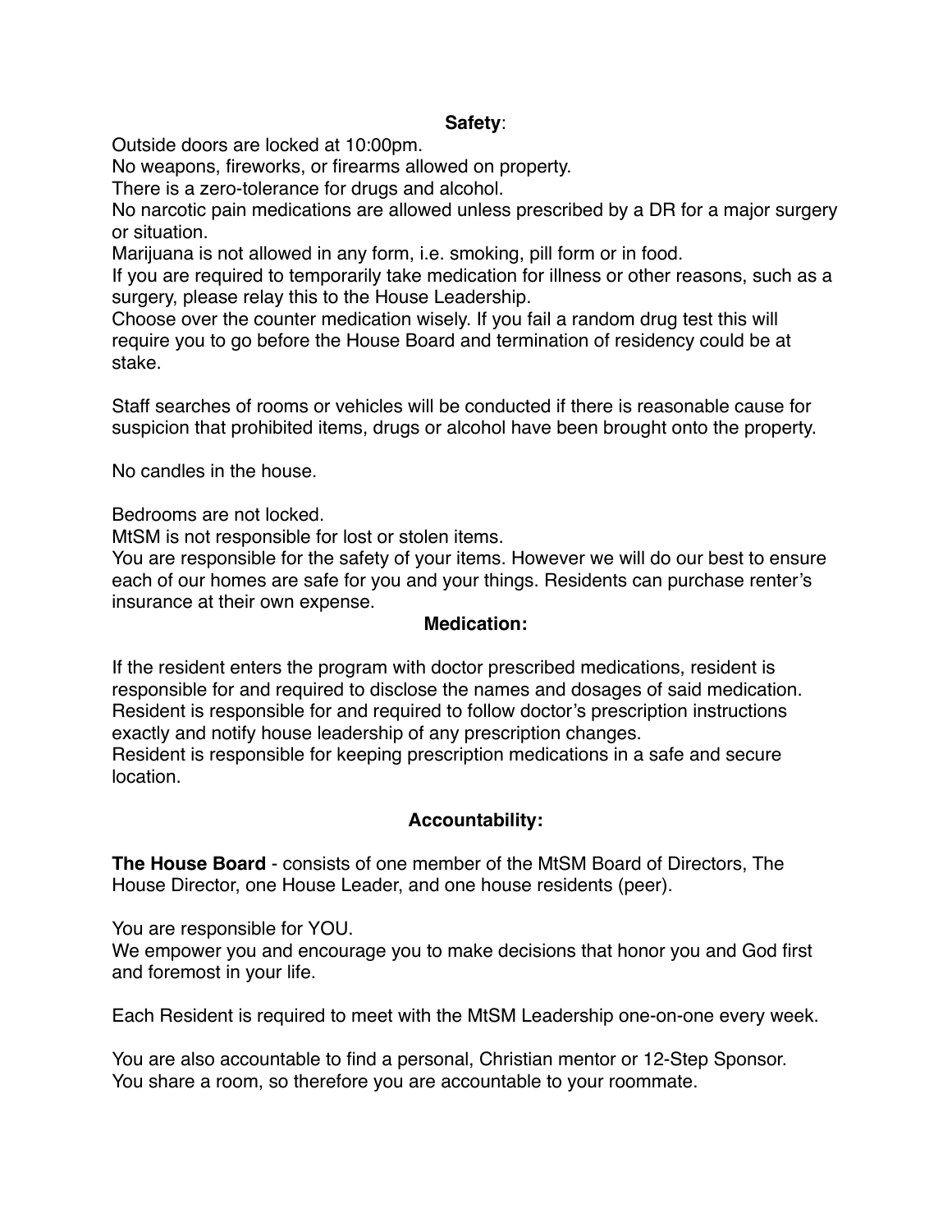**Safety**:

Outside doors are locked at 10:00pm.
No weapons, fireworks, or firearms allowed on property.
There is a zero-tolerance for drugs and alcohol.
No narcotic pain medications are allowed unless prescribed by a DR for a major surgery or situation.
Marijuana is not allowed in any form, i.e. smoking, pill form or in food.
If you are required to temporarily take medication for illness or other reasons, such as a surgery, please relay this to the House Leadership.
Choose over the counter medication wisely. If you fail a random drug test this will require you to go before the House Board and termination of residency could be at stake.

Staff searches of rooms or vehicles will be conducted if there is reasonable cause for suspicion that prohibited items, drugs or alcohol have been brought onto the property.

No candles in the house.

Bedrooms are not locked.
MtSM is not responsible for lost or stolen items.
You are responsible for the safety of your items. However we will do our best to ensure each of our homes are safe for you and your things. Residents can purchase renter's insurance at their own expense.

**Medication:**

If the resident enters the program with doctor prescribed medications, resident is responsible for and required to disclose the names and dosages of said medication.
Resident is responsible for and required to follow doctor's prescription instructions exactly and notify house leadership of any prescription changes.
Resident is responsible for keeping prescription medications in a safe and secure location.

**Accountability:**

**The House Board** - consists of one member of the MtSM Board of Directors, The House Director, one House Leader, and one house residents (peer).

You are responsible for YOU.
We empower you and encourage you to make decisions that honor you and God first and foremost in your life.

Each Resident is required to meet with the MtSM Leadership one-on-one every week.

You are also accountable to find a personal, Christian mentor or 12-Step Sponsor.
You share a room, so therefore you are accountable to your roommate.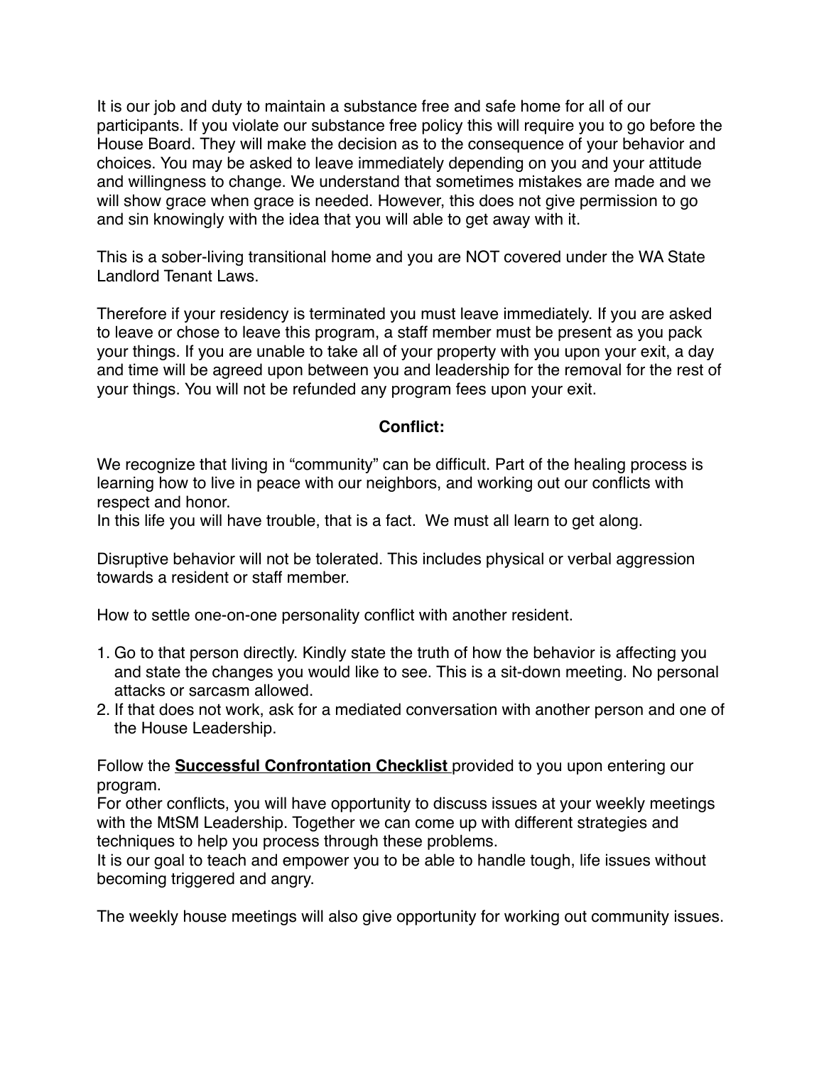It is our job and duty to maintain a substance free and safe home for all of our participants. If you violate our substance free policy this will require you to go before the House Board. They will make the decision as to the consequence of your behavior and choices. You may be asked to leave immediately depending on you and your attitude and willingness to change. We understand that sometimes mistakes are made and we will show grace when grace is needed. However, this does not give permission to go and sin knowingly with the idea that you will able to get away with it.

This is a sober-living transitional home and you are NOT covered under the WA State Landlord Tenant Laws.

Therefore if your residency is terminated you must leave immediately. If you are asked to leave or chose to leave this program, a staff member must be present as you pack your things. If you are unable to take all of your property with you upon your exit, a day and time will be agreed upon between you and leadership for the removal for the rest of your things. You will not be refunded any program fees upon your exit.

## Conflict:

We recognize that living in "community" can be difficult. Part of the healing process is learning how to live in peace with our neighbors, and working out our conflicts with respect and honor.
In this life you will have trouble, that is a fact. We must all learn to get along.

Disruptive behavior will not be tolerated. This includes physical or verbal aggression towards a resident or staff member.

How to settle one-on-one personality conflict with another resident.

1. Go to that person directly. Kindly state the truth of how the behavior is affecting you and state the changes you would like to see. This is a sit-down meeting. No personal attacks or sarcasm allowed.
2. If that does not work, ask for a mediated conversation with another person and one of the House Leadership.

Follow the **Successful Confrontation Checklist** provided to you upon entering our program.
For other conflicts, you will have opportunity to discuss issues at your weekly meetings with the MtSM Leadership. Together we can come up with different strategies and techniques to help you process through these problems.
It is our goal to teach and empower you to be able to handle tough, life issues without becoming triggered and angry.

The weekly house meetings will also give opportunity for working out community issues.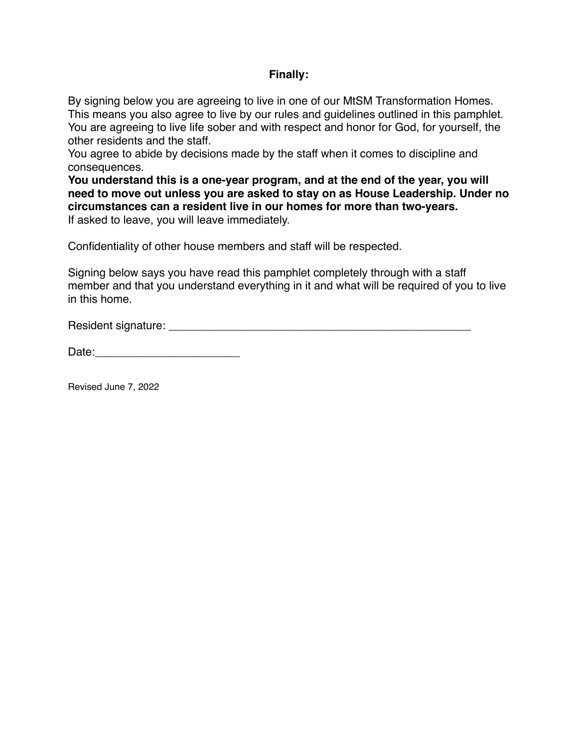**Finally:**

By signing below you are agreeing to live in one of our MtSM Transformation Homes. This means you also agree to live by our rules and guidelines outlined in this pamphlet. You are agreeing to live life sober and with respect and honor for God, for yourself, the other residents and the staff.

You agree to abide by decisions made by the staff when it comes to discipline and consequences.

**You understand this is a one-year program, and at the end of the year, you will need to move out unless you are asked to stay on as House Leadership. Under no circumstances can a resident live in our homes for more than two-years.**

If asked to leave, you will leave immediately.

Confidentiality of other house members and staff will be respected.

Signing below says you have read this pamphlet completely through with a staff member and that you understand everything in it and what will be required of you to live in this home.

Resident signature: ________________________________________________

Date:______________________

Revised June 7, 2022